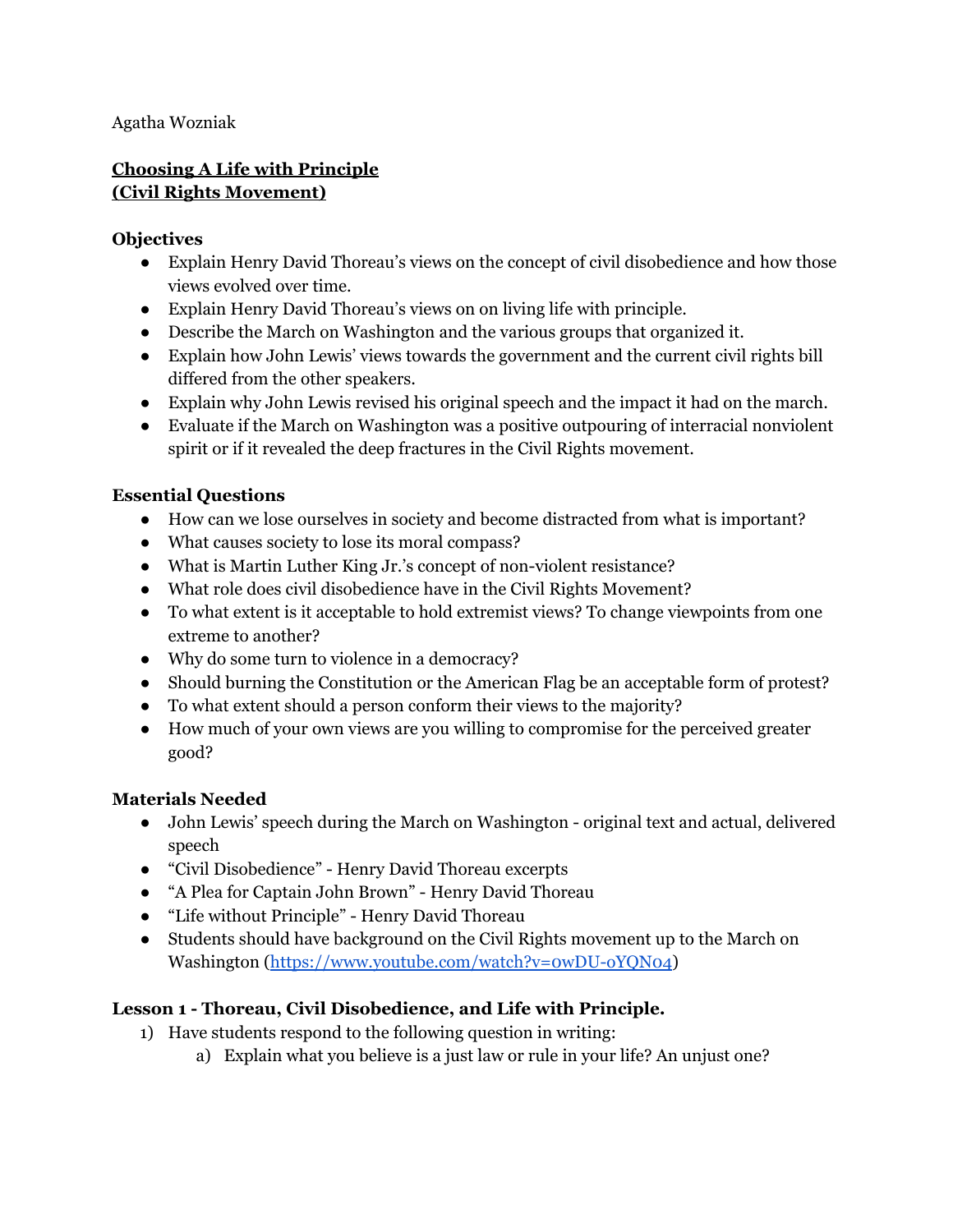Agatha Wozniak

**Choosing A Life with Principle**
**(Civil Rights Movement)**

**Objectives**

- Explain Henry David Thoreau's views on the concept of civil disobedience and how those views evolved over time.
- Explain Henry David Thoreau's views on on living life with principle.
- Describe the March on Washington and the various groups that organized it.
- Explain how John Lewis' views towards the government and the current civil rights bill differed from the other speakers.
- Explain why John Lewis revised his original speech and the impact it had on the march.
- Evaluate if the March on Washington was a positive outpouring of interracial nonviolent spirit or if it revealed the deep fractures in the Civil Rights movement.

**Essential Questions**

- How can we lose ourselves in society and become distracted from what is important?
- What causes society to lose its moral compass?
- What is Martin Luther King Jr.'s concept of non-violent resistance?
- What role does civil disobedience have in the Civil Rights Movement?
- To what extent is it acceptable to hold extremist views? To change viewpoints from one extreme to another?
- Why do some turn to violence in a democracy?
- Should burning the Constitution or the American Flag be an acceptable form of protest?
- To what extent should a person conform their views to the majority?
- How much of your own views are you willing to compromise for the perceived greater good?

**Materials Needed**

- John Lewis' speech during the March on Washington - original text and actual, delivered speech
- "Civil Disobedience" - Henry David Thoreau excerpts
- "A Plea for Captain John Brown" - Henry David Thoreau
- "Life without Principle" - Henry David Thoreau
- Students should have background on the Civil Rights movement up to the March on Washington (https://www.youtube.com/watch?v=0wDU-oYQN04)

**Lesson 1 - Thoreau, Civil Disobedience, and Life with Principle.**

1) Have students respond to the following question in writing:
   a) Explain what you believe is a just law or rule in your life? An unjust one?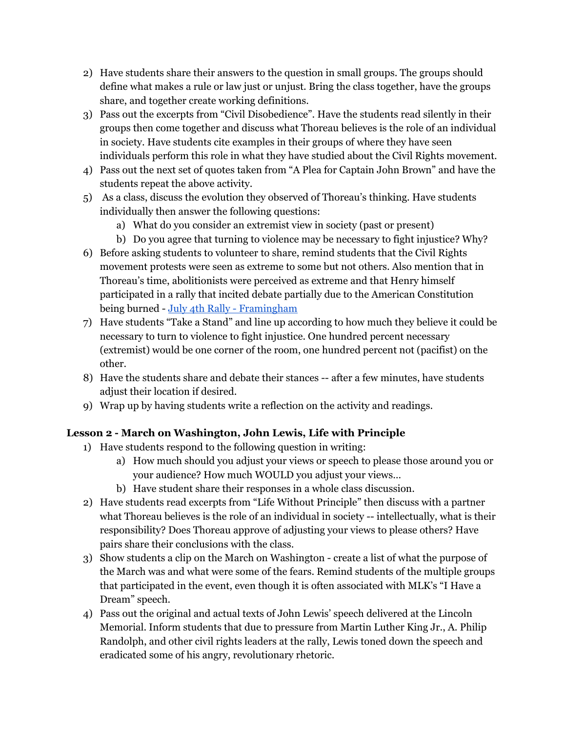2) Have students share their answers to the question in small groups. The groups should define what makes a rule or law just or unjust. Bring the class together, have the groups share, and together create working definitions.
3) Pass out the excerpts from "Civil Disobedience". Have the students read silently in their groups then come together and discuss what Thoreau believes is the role of an individual in society. Have students cite examples in their groups of where they have seen individuals perform this role in what they have studied about the Civil Rights movement.
4) Pass out the next set of quotes taken from "A Plea for Captain John Brown" and have the students repeat the above activity.
5) As a class, discuss the evolution they observed of Thoreau's thinking. Have students individually then answer the following questions:
    a) What do you consider an extremist view in society (past or present)
    b) Do you agree that turning to violence may be necessary to fight injustice? Why?
6) Before asking students to volunteer to share, remind students that the Civil Rights movement protests were seen as extreme to some but not others. Also mention that in Thoreau's time, abolitionists were perceived as extreme and that Henry himself participated in a rally that incited debate partially due to the American Constitution being burned - July 4th Rally - Framingham
7) Have students "Take a Stand" and line up according to how much they believe it could be necessary to turn to violence to fight injustice. One hundred percent necessary (extremist) would be one corner of the room, one hundred percent not (pacifist) on the other.
8) Have the students share and debate their stances -- after a few minutes, have students adjust their location if desired.
9) Wrap up by having students write a reflection on the activity and readings.

### Lesson 2 - March on Washington, John Lewis, Life with Principle

1) Have students respond to the following question in writing:
    a) How much should you adjust your views or speech to please those around you or your audience? How much WOULD you adjust your views…
    b) Have student share their responses in a whole class discussion.
2) Have students read excerpts from "Life Without Principle" then discuss with a partner what Thoreau believes is the role of an individual in society -- intellectually, what is their responsibility? Does Thoreau approve of adjusting your views to please others? Have pairs share their conclusions with the class.
3) Show students a clip on the March on Washington - create a list of what the purpose of the March was and what were some of the fears. Remind students of the multiple groups that participated in the event, even though it is often associated with MLK's "I Have a Dream" speech.
4) Pass out the original and actual texts of John Lewis' speech delivered at the Lincoln Memorial. Inform students that due to pressure from Martin Luther King Jr., A. Philip Randolph, and other civil rights leaders at the rally, Lewis toned down the speech and eradicated some of his angry, revolutionary rhetoric.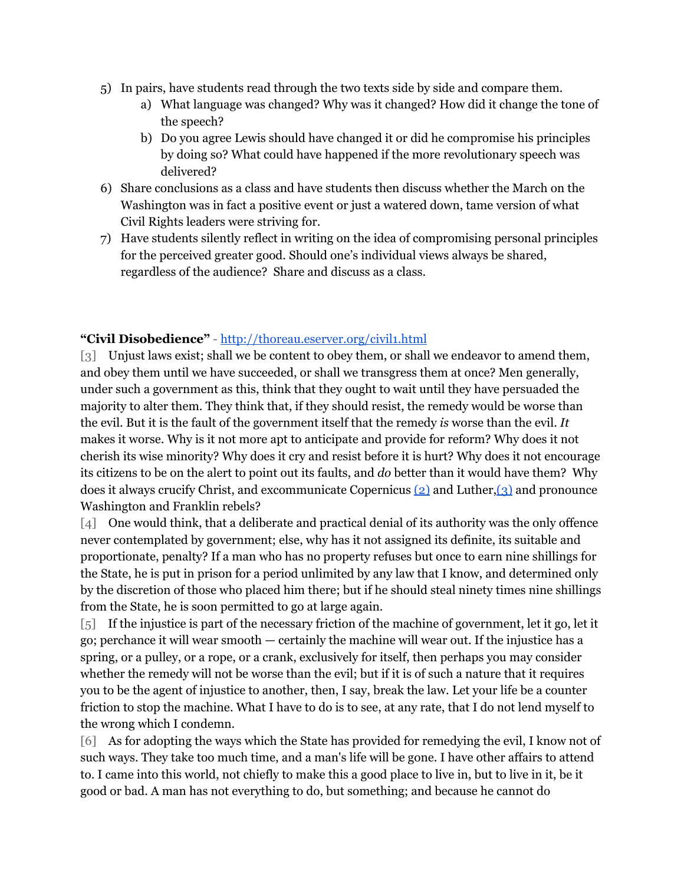5) In pairs, have students read through the two texts side by side and compare them.
    a) What language was changed? Why was it changed? How did it change the tone of the speech?
    b) Do you agree Lewis should have changed it or did he compromise his principles by doing so? What could have happened if the more revolutionary speech was delivered?
6) Share conclusions as a class and have students then discuss whether the March on the Washington was in fact a positive event or just a watered down, tame version of what Civil Rights leaders were striving for.
7) Have students silently reflect in writing on the idea of compromising personal principles for the perceived greater good. Should one's individual views always be shared, regardless of the audience? Share and discuss as a class.

**"Civil Disobedience"** - [http://thoreau.eserver.org/civil1.html](http://thoreau.eserver.org/civil1.html)

[3] Unjust laws exist; shall we be content to obey them, or shall we endeavor to amend them, and obey them until we have succeeded, or shall we transgress them at once? Men generally, under such a government as this, think that they ought to wait until they have persuaded the majority to alter them. They think that, if they should resist, the remedy would be worse than the evil. But it is the fault of the government itself that the remedy *is* worse than the evil. *It* makes it worse. Why is it not more apt to anticipate and provide for reform? Why does it not cherish its wise minority? Why does it cry and resist before it is hurt? Why does it not encourage its citizens to be on the alert to point out its faults, and *do* better than it would have them? Why does it always crucify Christ, and excommunicate Copernicus (2) and Luther,(3) and pronounce Washington and Franklin rebels?

[4] One would think, that a deliberate and practical denial of its authority was the only offence never contemplated by government; else, why has it not assigned its definite, its suitable and proportionate, penalty? If a man who has no property refuses but once to earn nine shillings for the State, he is put in prison for a period unlimited by any law that I know, and determined only by the discretion of those who placed him there; but if he should steal ninety times nine shillings from the State, he is soon permitted to go at large again.

[5] If the injustice is part of the necessary friction of the machine of government, let it go, let it go; perchance it will wear smooth — certainly the machine will wear out. If the injustice has a spring, or a pulley, or a rope, or a crank, exclusively for itself, then perhaps you may consider whether the remedy will not be worse than the evil; but if it is of such a nature that it requires you to be the agent of injustice to another, then, I say, break the law. Let your life be a counter friction to stop the machine. What I have to do is to see, at any rate, that I do not lend myself to the wrong which I condemn.

[6] As for adopting the ways which the State has provided for remedying the evil, I know not of such ways. They take too much time, and a man's life will be gone. I have other affairs to attend to. I came into this world, not chiefly to make this a good place to live in, but to live in it, be it good or bad. A man has not everything to do, but something; and because he cannot do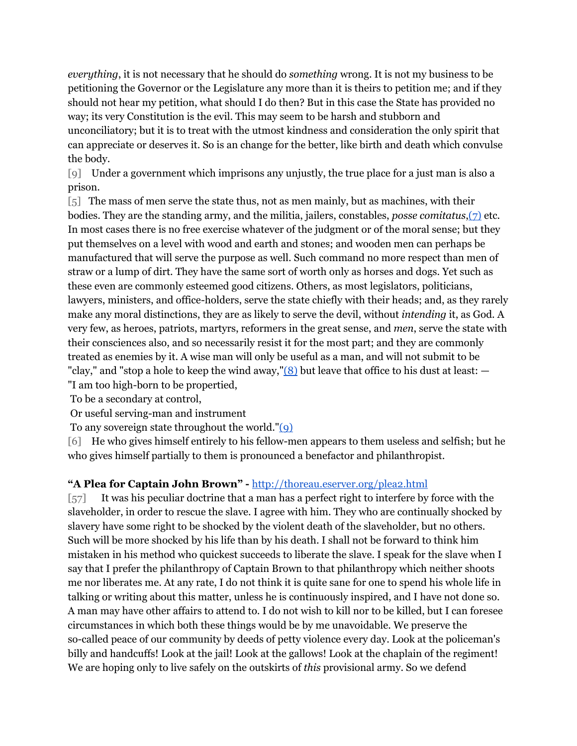*everything*, it is not necessary that he should do *something* wrong. It is not my business to be petitioning the Governor or the Legislature any more than it is theirs to petition me; and if they should not hear my petition, what should I do then? But in this case the State has provided no way; its very Constitution is the evil. This may seem to be harsh and stubborn and unconciliatory; but it is to treat with the utmost kindness and consideration the only spirit that can appreciate or deserves it. So is an change for the better, like birth and death which convulse the body.

[9] Under a government which imprisons any unjustly, the true place for a just man is also a prison.

[5] The mass of men serve the state thus, not as men mainly, but as machines, with their bodies. They are the standing army, and the militia, jailers, constables, *posse comitatus*,[(7)](7) etc. In most cases there is no free exercise whatever of the judgment or of the moral sense; but they put themselves on a level with wood and earth and stones; and wooden men can perhaps be manufactured that will serve the purpose as well. Such command no more respect than men of straw or a lump of dirt. They have the same sort of worth only as horses and dogs. Yet such as these even are commonly esteemed good citizens. Others, as most legislators, politicians, lawyers, ministers, and office-holders, serve the state chiefly with their heads; and, as they rarely make any moral distinctions, they are as likely to serve the devil, without *intending* it, as God. A very few, as heroes, patriots, martyrs, reformers in the great sense, and *men*, serve the state with their consciences also, and so necessarily resist it for the most part; and they are commonly treated as enemies by it. A wise man will only be useful as a man, and will not submit to be "clay," and "stop a hole to keep the wind away,"[(8)](8) but leave that office to his dust at least: —

"I am too high-born to be propertied,
To be a secondary at control,
Or useful serving-man and instrument
To any sovereign state throughout the world."[(9)](9)

[6] He who gives himself entirely to his fellow-men appears to them useless and selfish; but he who gives himself partially to them is pronounced a benefactor and philanthropist.

**"A Plea for Captain John Brown" -** [http://thoreau.eserver.org/plea2.html](http://thoreau.eserver.org/plea2.html)

[57] It was his peculiar doctrine that a man has a perfect right to interfere by force with the slaveholder, in order to rescue the slave. I agree with him. They who are continually shocked by slavery have some right to be shocked by the violent death of the slaveholder, but no others. Such will be more shocked by his life than by his death. I shall not be forward to think him mistaken in his method who quickest succeeds to liberate the slave. I speak for the slave when I say that I prefer the philanthropy of Captain Brown to that philanthropy which neither shoots me nor liberates me. At any rate, I do not think it is quite sane for one to spend his whole life in talking or writing about this matter, unless he is continuously inspired, and I have not done so. A man may have other affairs to attend to. I do not wish to kill nor to be killed, but I can foresee circumstances in which both these things would be by me unavoidable. We preserve the so-called peace of our community by deeds of petty violence every day. Look at the policeman's billy and handcuffs! Look at the jail! Look at the gallows! Look at the chaplain of the regiment! We are hoping only to live safely on the outskirts of *this* provisional army. So we defend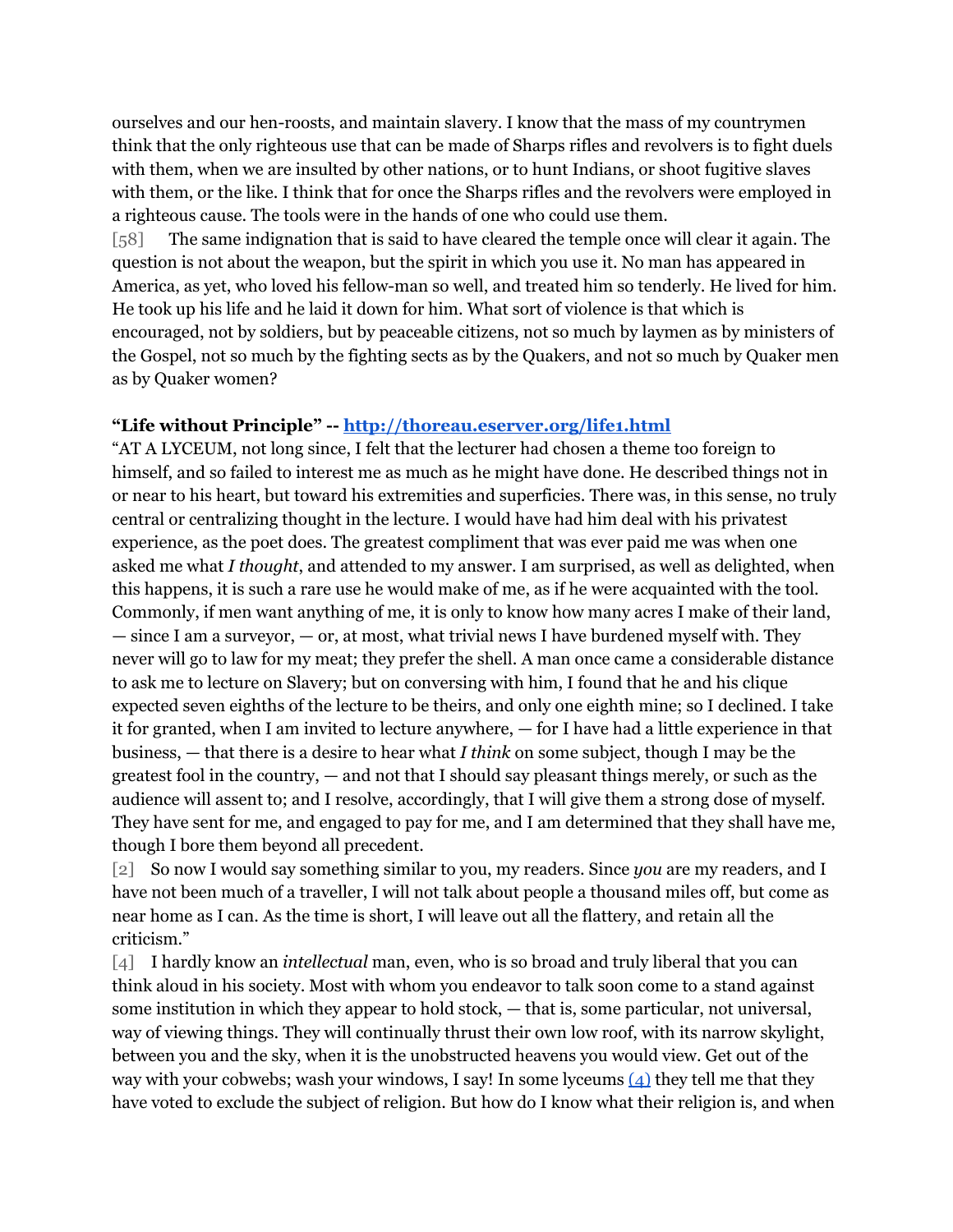ourselves and our hen-roosts, and maintain slavery. I know that the mass of my countrymen think that the only righteous use that can be made of Sharps rifles and revolvers is to fight duels with them, when we are insulted by other nations, or to hunt Indians, or shoot fugitive slaves with them, or the like. I think that for once the Sharps rifles and the revolvers were employed in a righteous cause. The tools were in the hands of one who could use them.

[58] The same indignation that is said to have cleared the temple once will clear it again. The question is not about the weapon, but the spirit in which you use it. No man has appeared in America, as yet, who loved his fellow-man so well, and treated him so tenderly. He lived for him. He took up his life and he laid it down for him. What sort of violence is that which is encouraged, not by soldiers, but by peaceable citizens, not so much by laymen as by ministers of the Gospel, not so much by the fighting sects as by the Quakers, and not so much by Quaker men as by Quaker women?

**"Life without Principle" -- [http://thoreau.eserver.org/life1.html](http://thoreau.eserver.org/life1.html)**

"AT A LYCEUM, not long since, I felt that the lecturer had chosen a theme too foreign to himself, and so failed to interest me as much as he might have done. He described things not in or near to his heart, but toward his extremities and superficies. There was, in this sense, no truly central or centralizing thought in the lecture. I would have had him deal with his privatest experience, as the poet does. The greatest compliment that was ever paid me was when one asked me what *I thought*, and attended to my answer. I am surprised, as well as delighted, when this happens, it is such a rare use he would make of me, as if he were acquainted with the tool. Commonly, if men want anything of me, it is only to know how many acres I make of their land, — since I am a surveyor, — or, at most, what trivial news I have burdened myself with. They never will go to law for my meat; they prefer the shell. A man once came a considerable distance to ask me to lecture on Slavery; but on conversing with him, I found that he and his clique expected seven eighths of the lecture to be theirs, and only one eighth mine; so I declined. I take it for granted, when I am invited to lecture anywhere, — for I have had a little experience in that business, — that there is a desire to hear what *I think* on some subject, though I may be the greatest fool in the country, — and not that I should say pleasant things merely, or such as the audience will assent to; and I resolve, accordingly, that I will give them a strong dose of myself. They have sent for me, and engaged to pay for me, and I am determined that they shall have me, though I bore them beyond all precedent.

[2] So now I would say something similar to you, my readers. Since *you* are my readers, and I have not been much of a traveller, I will not talk about people a thousand miles off, but come as near home as I can. As the time is short, I will leave out all the flattery, and retain all the criticism."

[4] I hardly know an *intellectual* man, even, who is so broad and truly liberal that you can think aloud in his society. Most with whom you endeavor to talk soon come to a stand against some institution in which they appear to hold stock, — that is, some particular, not universal, way of viewing things. They will continually thrust their own low roof, with its narrow skylight, between you and the sky, when it is the unobstructed heavens you would view. Get out of the way with your cobwebs; wash your windows, I say! In some lyceums (4) they tell me that they have voted to exclude the subject of religion. But how do I know what their religion is, and when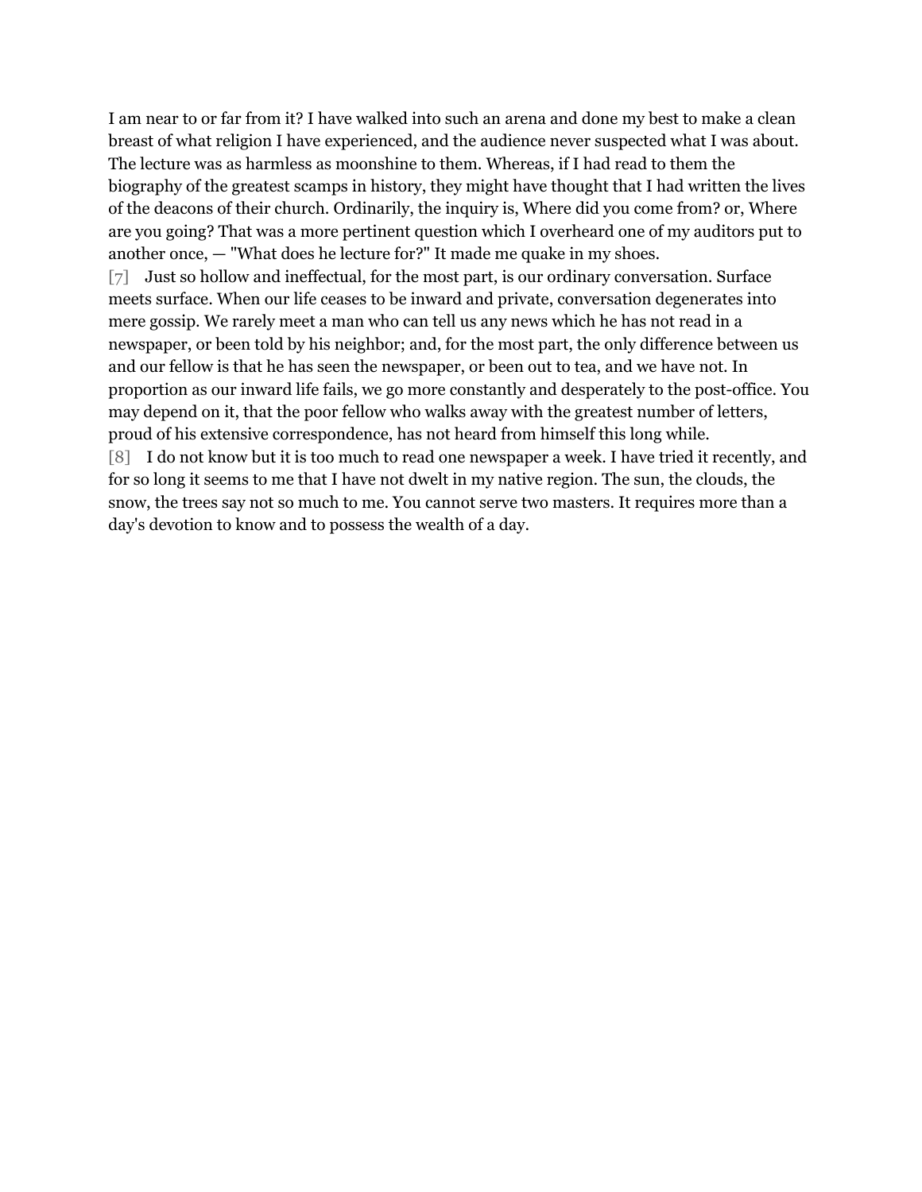I am near to or far from it? I have walked into such an arena and done my best to make a clean breast of what religion I have experienced, and the audience never suspected what I was about. The lecture was as harmless as moonshine to them. Whereas, if I had read to them the biography of the greatest scamps in history, they might have thought that I had written the lives of the deacons of their church. Ordinarily, the inquiry is, Where did you come from? or, Where are you going? That was a more pertinent question which I overheard one of my auditors put to another once, — "What does he lecture for?" It made me quake in my shoes.

[7] Just so hollow and ineffectual, for the most part, is our ordinary conversation. Surface meets surface. When our life ceases to be inward and private, conversation degenerates into mere gossip. We rarely meet a man who can tell us any news which he has not read in a newspaper, or been told by his neighbor; and, for the most part, the only difference between us and our fellow is that he has seen the newspaper, or been out to tea, and we have not. In proportion as our inward life fails, we go more constantly and desperately to the post-office. You may depend on it, that the poor fellow who walks away with the greatest number of letters, proud of his extensive correspondence, has not heard from himself this long while.

[8] I do not know but it is too much to read one newspaper a week. I have tried it recently, and for so long it seems to me that I have not dwelt in my native region. The sun, the clouds, the snow, the trees say not so much to me. You cannot serve two masters. It requires more than a day's devotion to know and to possess the wealth of a day.